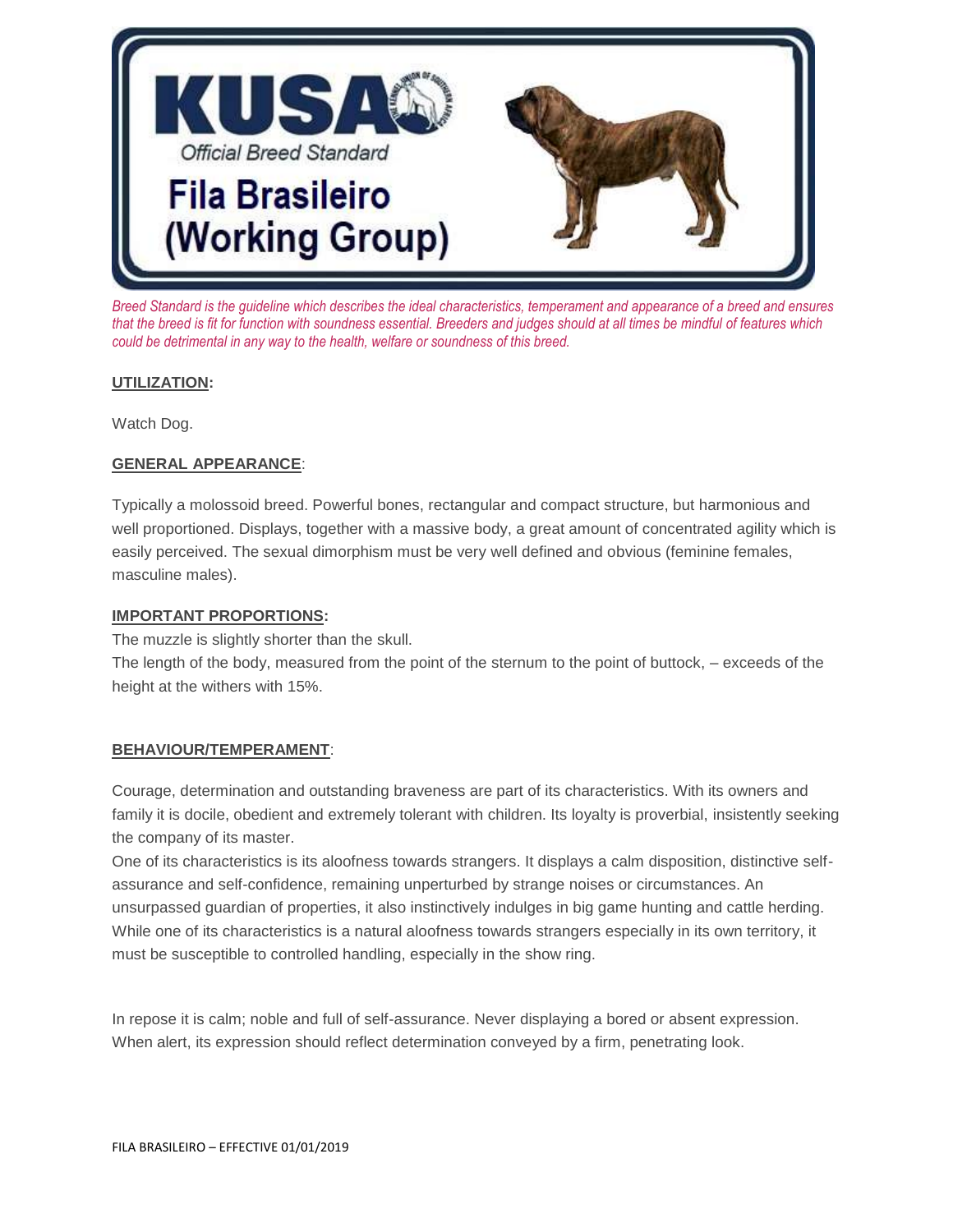# KUSA

Official Breed Standard

# Fila Brasileiro (Working Group)

*Breed Standard is the guideline which describes the ideal characteristics, temperament and appearance of a breed and ensures that the breed is fit for function with soundness essential. Breeders and judges should at all times be mindful of features which could be detrimental in any way to the health, welfare or soundness of this breed.*

**UTILIZATION:**

Watch Dog.

**GENERAL APPEARANCE**:

Typically a molossoid breed. Powerful bones, rectangular and compact structure, but harmonious and well proportioned. Displays, together with a massive body, a great amount of concentrated agility which is easily perceived. The sexual dimorphism must be very well defined and obvious (feminine females, masculine males).

**IMPORTANT PROPORTIONS:**

The muzzle is slightly shorter than the skull.
The length of the body, measured from the point of the sternum to the point of buttock, – exceeds of the height at the withers with 15%.

**BEHAVIOUR/TEMPERAMENT**:

Courage, determination and outstanding braveness are part of its characteristics. With its owners and family it is docile, obedient and extremely tolerant with children. Its loyalty is proverbial, insistently seeking the company of its master.
One of its characteristics is its aloofness towards strangers. It displays a calm disposition, distinctive self-assurance and self-confidence, remaining unperturbed by strange noises or circumstances. An unsurpassed guardian of properties, it also instinctively indulges in big game hunting and cattle herding. While one of its characteristics is a natural aloofness towards strangers especially in its own territory, it must be susceptible to controlled handling, especially in the show ring.

In repose it is calm; noble and full of self-assurance. Never displaying a bored or absent expression. When alert, its expression should reflect determination conveyed by a firm, penetrating look.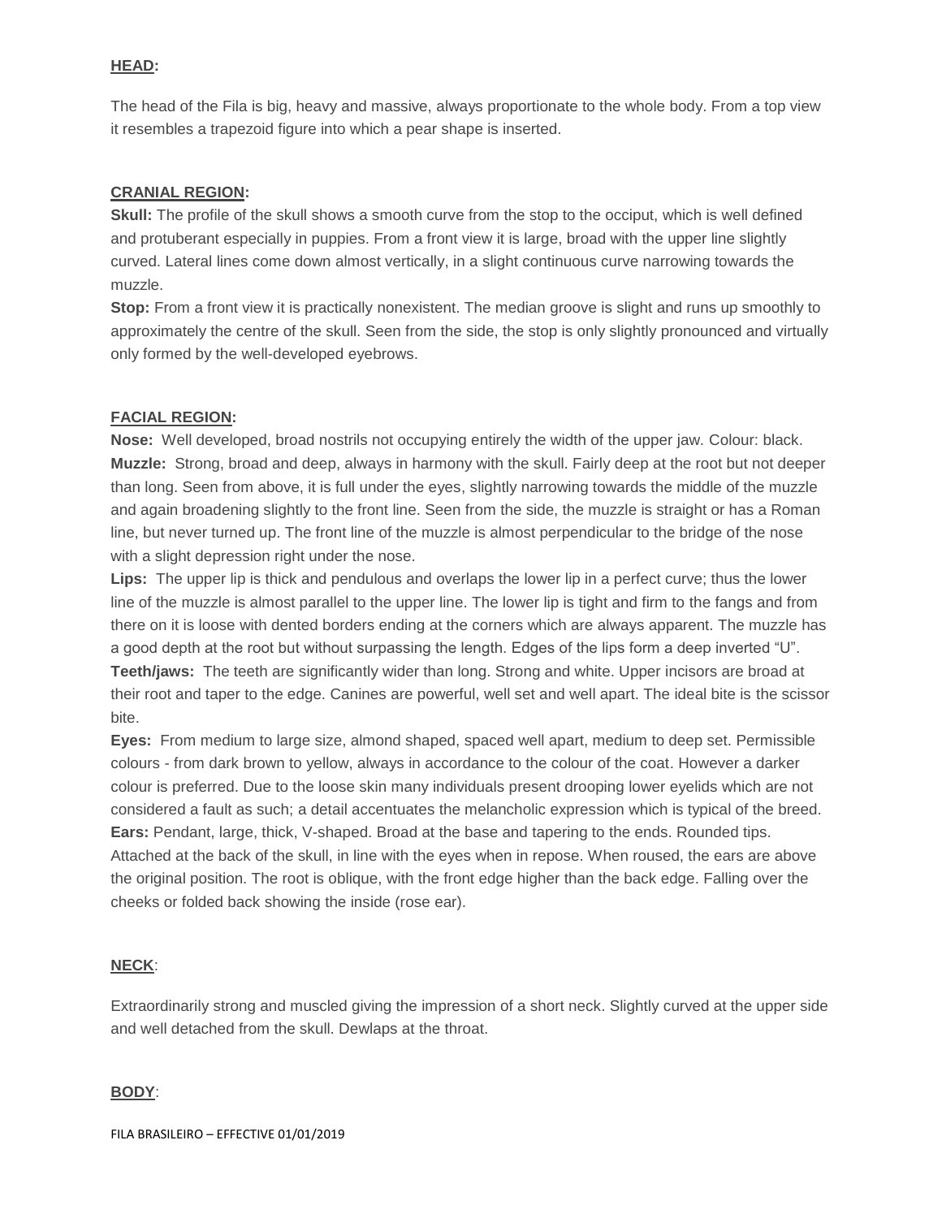## **HEAD:**

The head of the Fila is big, heavy and massive, always proportionate to the whole body. From a top view it resembles a trapezoid figure into which a pear shape is inserted.

### **CRANIAL REGION:**

**Skull:** The profile of the skull shows a smooth curve from the stop to the occiput, which is well defined and protuberant especially in puppies. From a front view it is large, broad with the upper line slightly curved. Lateral lines come down almost vertically, in a slight continuous curve narrowing towards the muzzle.

**Stop:** From a front view it is practically nonexistent. The median groove is slight and runs up smoothly to approximately the centre of the skull. Seen from the side, the stop is only slightly pronounced and virtually only formed by the well-developed eyebrows.

### **FACIAL REGION:**

**Nose:** Well developed, broad nostrils not occupying entirely the width of the upper jaw. Colour: black.

**Muzzle:** Strong, broad and deep, always in harmony with the skull. Fairly deep at the root but not deeper than long. Seen from above, it is full under the eyes, slightly narrowing towards the middle of the muzzle and again broadening slightly to the front line. Seen from the side, the muzzle is straight or has a Roman line, but never turned up. The front line of the muzzle is almost perpendicular to the bridge of the nose with a slight depression right under the nose.

**Lips:** The upper lip is thick and pendulous and overlaps the lower lip in a perfect curve; thus the lower line of the muzzle is almost parallel to the upper line. The lower lip is tight and firm to the fangs and from there on it is loose with dented borders ending at the corners which are always apparent. The muzzle has a good depth at the root but without surpassing the length. Edges of the lips form a deep inverted "U".

**Teeth/jaws:** The teeth are significantly wider than long. Strong and white. Upper incisors are broad at their root and taper to the edge. Canines are powerful, well set and well apart. The ideal bite is the scissor bite.

**Eyes:** From medium to large size, almond shaped, spaced well apart, medium to deep set. Permissible colours - from dark brown to yellow, always in accordance to the colour of the coat. However a darker colour is preferred. Due to the loose skin many individuals present drooping lower eyelids which are not considered a fault as such; a detail accentuates the melancholic expression which is typical of the breed.

**Ears:** Pendant, large, thick, V-shaped. Broad at the base and tapering to the ends. Rounded tips. Attached at the back of the skull, in line with the eyes when in repose. When roused, the ears are above the original position. The root is oblique, with the front edge higher than the back edge. Falling over the cheeks or folded back showing the inside (rose ear).

## **NECK**:

Extraordinarily strong and muscled giving the impression of a short neck. Slightly curved at the upper side and well detached from the skull. Dewlaps at the throat.

## **BODY**: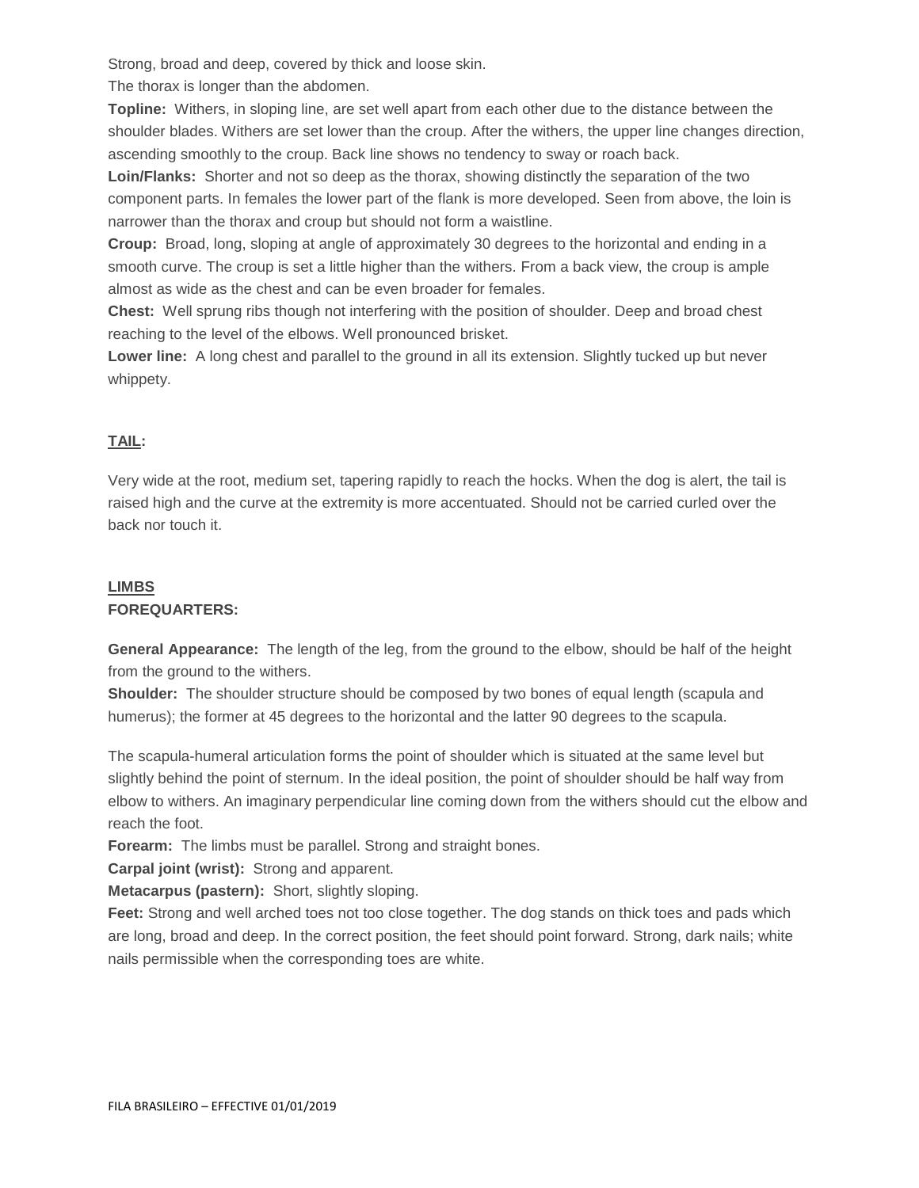Strong, broad and deep, covered by thick and loose skin.

The thorax is longer than the abdomen.

**Topline:** Withers, in sloping line, are set well apart from each other due to the distance between the shoulder blades. Withers are set lower than the croup. After the withers, the upper line changes direction, ascending smoothly to the croup. Back line shows no tendency to sway or roach back.

**Loin/Flanks:** Shorter and not so deep as the thorax, showing distinctly the separation of the two component parts. In females the lower part of the flank is more developed. Seen from above, the loin is narrower than the thorax and croup but should not form a waistline.

**Croup:** Broad, long, sloping at angle of approximately 30 degrees to the horizontal and ending in a smooth curve. The croup is set a little higher than the withers. From a back view, the croup is ample almost as wide as the chest and can be even broader for females.

**Chest:** Well sprung ribs though not interfering with the position of shoulder. Deep and broad chest reaching to the level of the elbows. Well pronounced brisket.

**Lower line:** A long chest and parallel to the ground in all its extension. Slightly tucked up but never whippety.

## TAIL:

Very wide at the root, medium set, tapering rapidly to reach the hocks. When the dog is alert, the tail is raised high and the curve at the extremity is more accentuated. Should not be carried curled over the back nor touch it.

## LIMBS

### FOREQUARTERS:

**General Appearance:** The length of the leg, from the ground to the elbow, should be half of the height from the ground to the withers.

**Shoulder:** The shoulder structure should be composed by two bones of equal length (scapula and humerus); the former at 45 degrees to the horizontal and the latter 90 degrees to the scapula.

The scapula-humeral articulation forms the point of shoulder which is situated at the same level but slightly behind the point of sternum. In the ideal position, the point of shoulder should be half way from elbow to withers. An imaginary perpendicular line coming down from the withers should cut the elbow and reach the foot.

**Forearm:** The limbs must be parallel. Strong and straight bones.

**Carpal joint (wrist):** Strong and apparent.

**Metacarpus (pastern):** Short, slightly sloping.

**Feet:** Strong and well arched toes not too close together. The dog stands on thick toes and pads which are long, broad and deep. In the correct position, the feet should point forward. Strong, dark nails; white nails permissible when the corresponding toes are white.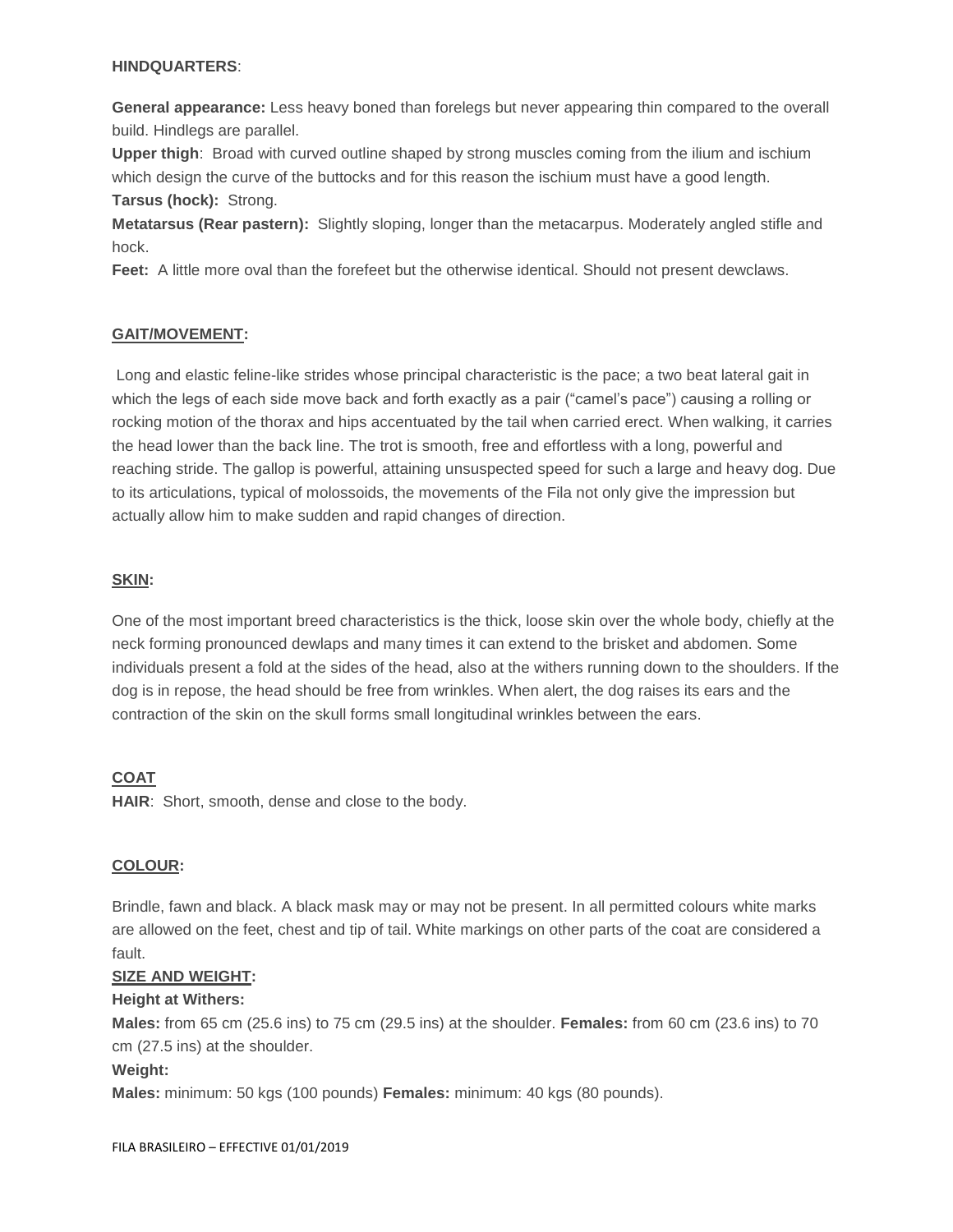**HINDQUARTERS**:

**General appearance:** Less heavy boned than forelegs but never appearing thin compared to the overall build. Hindlegs are parallel.
**Upper thigh**: Broad with curved outline shaped by strong muscles coming from the ilium and ischium which design the curve of the buttocks and for this reason the ischium must have a good length.
**Tarsus (hock):** Strong.
**Metatarsus (Rear pastern):** Slightly sloping, longer than the metacarpus. Moderately angled stifle and hock.
**Feet:** A little more oval than the forefeet but the otherwise identical. Should not present dewclaws.

**GAIT/MOVEMENT:**

Long and elastic feline-like strides whose principal characteristic is the pace; a two beat lateral gait in which the legs of each side move back and forth exactly as a pair ("camel's pace") causing a rolling or rocking motion of the thorax and hips accentuated by the tail when carried erect. When walking, it carries the head lower than the back line. The trot is smooth, free and effortless with a long, powerful and reaching stride. The gallop is powerful, attaining unsuspected speed for such a large and heavy dog. Due to its articulations, typical of molossoids, the movements of the Fila not only give the impression but actually allow him to make sudden and rapid changes of direction.

**SKIN:**

One of the most important breed characteristics is the thick, loose skin over the whole body, chiefly at the neck forming pronounced dewlaps and many times it can extend to the brisket and abdomen. Some individuals present a fold at the sides of the head, also at the withers running down to the shoulders. If the dog is in repose, the head should be free from wrinkles. When alert, the dog raises its ears and the contraction of the skin on the skull forms small longitudinal wrinkles between the ears.

**COAT**
**HAIR**: Short, smooth, dense and close to the body.

**COLOUR:**

Brindle, fawn and black. A black mask may or may not be present. In all permitted colours white marks are allowed on the feet, chest and tip of tail. White markings on other parts of the coat are considered a fault.

**SIZE AND WEIGHT:**
**Height at Withers:**
**Males:** from 65 cm (25.6 ins) to 75 cm (29.5 ins) at the shoulder. **Females:** from 60 cm (23.6 ins) to 70 cm (27.5 ins) at the shoulder.
**Weight:**
**Males:** minimum: 50 kgs (100 pounds) **Females:** minimum: 40 kgs (80 pounds).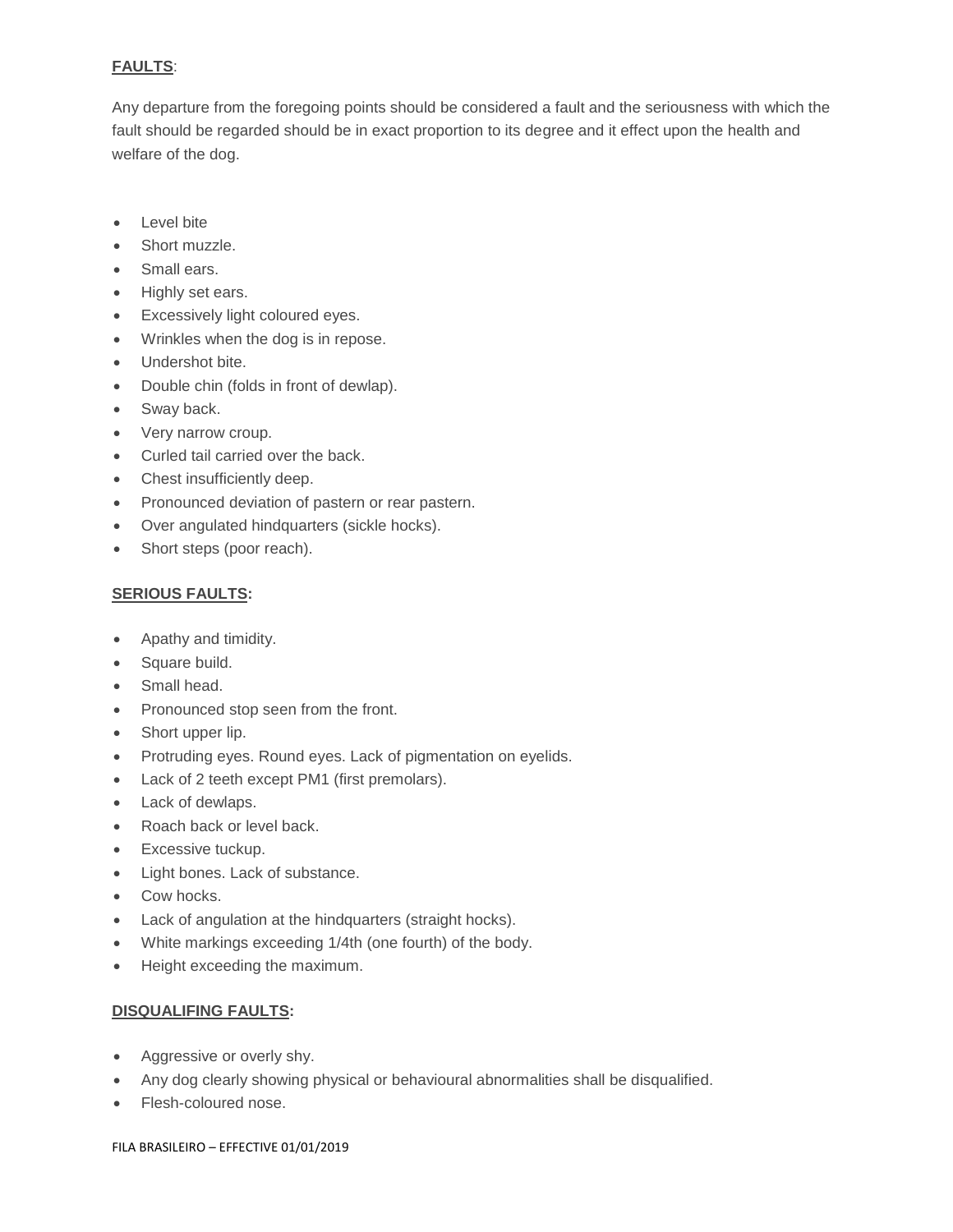**FAULTS**:

Any departure from the foregoing points should be considered a fault and the seriousness with which the fault should be regarded should be in exact proportion to its degree and it effect upon the health and welfare of the dog.

- Level bite
- Short muzzle.
- Small ears.
- Highly set ears.
- Excessively light coloured eyes.
- Wrinkles when the dog is in repose.
- Undershot bite.
- Double chin (folds in front of dewlap).
- Sway back.
- Very narrow croup.
- Curled tail carried over the back.
- Chest insufficiently deep.
- Pronounced deviation of pastern or rear pastern.
- Over angulated hindquarters (sickle hocks).
- Short steps (poor reach).

**SERIOUS FAULTS:**

- Apathy and timidity.
- Square build.
- Small head.
- Pronounced stop seen from the front.
- Short upper lip.
- Protruding eyes. Round eyes. Lack of pigmentation on eyelids.
- Lack of 2 teeth except PM1 (first premolars).
- Lack of dewlaps.
- Roach back or level back.
- Excessive tuckup.
- Light bones. Lack of substance.
- Cow hocks.
- Lack of angulation at the hindquarters (straight hocks).
- White markings exceeding 1/4th (one fourth) of the body.
- Height exceeding the maximum.

**DISQUALIFING FAULTS:**

- Aggressive or overly shy.
- Any dog clearly showing physical or behavioural abnormalities shall be disqualified.
- Flesh-coloured nose.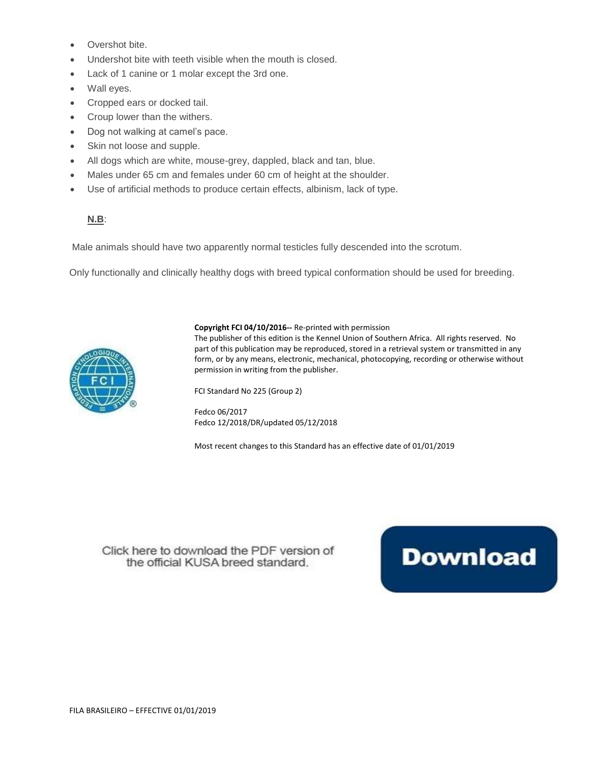- Overshot bite.
- Undershot bite with teeth visible when the mouth is closed.
- Lack of 1 canine or 1 molar except the 3rd one.
- Wall eyes.
- Cropped ears or docked tail.
- Croup lower than the withers.
- Dog not walking at camel's pace.
- Skin not loose and supple.
- All dogs which are white, mouse-grey, dappled, black and tan, blue.
- Males under 65 cm and females under 60 cm of height at the shoulder.
- Use of artificial methods to produce certain effects, albinism, lack of type.

**N.B**:

Male animals should have two apparently normal testicles fully descended into the scrotum.

Only functionally and clinically healthy dogs with breed typical conformation should be used for breeding.

**Copyright FCI 04/10/2016--** Re-printed with permission
The publisher of this edition is the Kennel Union of Southern Africa. All rights reserved. No part of this publication may be reproduced, stored in a retrieval system or transmitted in any form, or by any means, electronic, mechanical, photocopying, recording or otherwise without permission in writing from the publisher.

FCI Standard No 225 (Group 2)

Fedco 06/2017
Fedco 12/2018/DR/updated 05/12/2018

Most recent changes to this Standard has an effective date of 01/01/2019

Click here to download the PDF version of the official KUSA breed standard.

Download